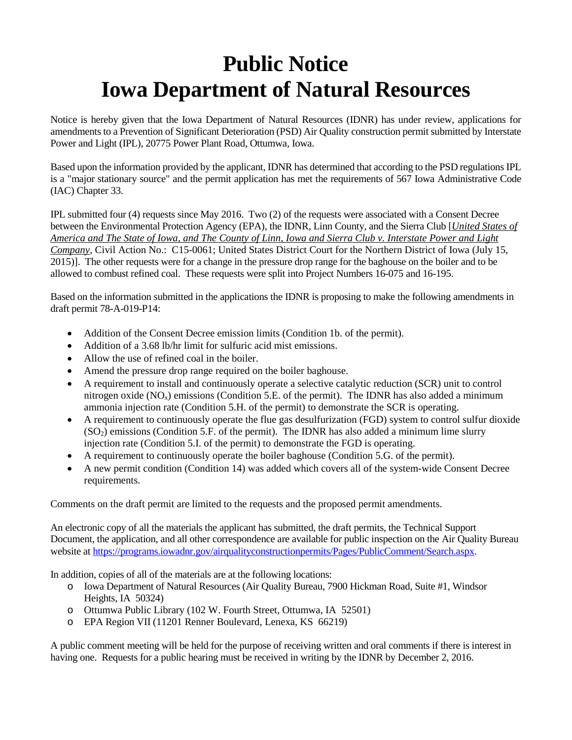# Public Notice
# Iowa Department of Natural Resources

Notice is hereby given that the Iowa Department of Natural Resources (IDNR) has under review, applications for amendments to a Prevention of Significant Deterioration (PSD) Air Quality construction permit submitted by Interstate Power and Light (IPL), 20775 Power Plant Road, Ottumwa, Iowa.

Based upon the information provided by the applicant, IDNR has determined that according to the PSD regulations IPL is a "major stationary source" and the permit application has met the requirements of 567 Iowa Administrative Code (IAC) Chapter 33.

IPL submitted four (4) requests since May 2016. Two (2) of the requests were associated with a Consent Decree between the Environmental Protection Agency (EPA), the IDNR, Linn County, and the Sierra Club [*United States of America and The State of Iowa, and The County of Linn, Iowa and Sierra Club v. Interstate Power and Light Company*, Civil Action No.: C15-0061; United States District Court for the Northern District of Iowa (July 15, 2015)]. The other requests were for a change in the pressure drop range for the baghouse on the boiler and to be allowed to combust refined coal. These requests were split into Project Numbers 16-075 and 16-195.

Based on the information submitted in the applications the IDNR is proposing to make the following amendments in draft permit 78-A-019-P14:

- Addition of the Consent Decree emission limits (Condition 1b. of the permit).
- Addition of a 3.68 lb/hr limit for sulfuric acid mist emissions.
- Allow the use of refined coal in the boiler.
- Amend the pressure drop range required on the boiler baghouse.
- A requirement to install and continuously operate a selective catalytic reduction (SCR) unit to control nitrogen oxide ($NO_x$) emissions (Condition 5.E. of the permit). The IDNR has also added a minimum ammonia injection rate (Condition 5.H. of the permit) to demonstrate the SCR is operating.
- A requirement to continuously operate the flue gas desulfurization (FGD) system to control sulfur dioxide ($SO_2$) emissions (Condition 5.F. of the permit). The IDNR has also added a minimum lime slurry injection rate (Condition 5.I. of the permit) to demonstrate the FGD is operating.
- A requirement to continuously operate the boiler baghouse (Condition 5.G. of the permit).
- A new permit condition (Condition 14) was added which covers all of the system-wide Consent Decree requirements.

Comments on the draft permit are limited to the requests and the proposed permit amendments.

An electronic copy of all the materials the applicant has submitted, the draft permits, the Technical Support Document, the application, and all other correspondence are available for public inspection on the Air Quality Bureau website at https://programs.iowadnr.gov/airqualityconstructionpermits/Pages/PublicComment/Search.aspx.

In addition, copies of all of the materials are at the following locations:

- Iowa Department of Natural Resources (Air Quality Bureau, 7900 Hickman Road, Suite #1, Windsor Heights, IA 50324)
- Ottumwa Public Library (102 W. Fourth Street, Ottumwa, IA 52501)
- EPA Region VII (11201 Renner Boulevard, Lenexa, KS 66219)

A public comment meeting will be held for the purpose of receiving written and oral comments if there is interest in having one. Requests for a public hearing must be received in writing by the IDNR by December 2, 2016.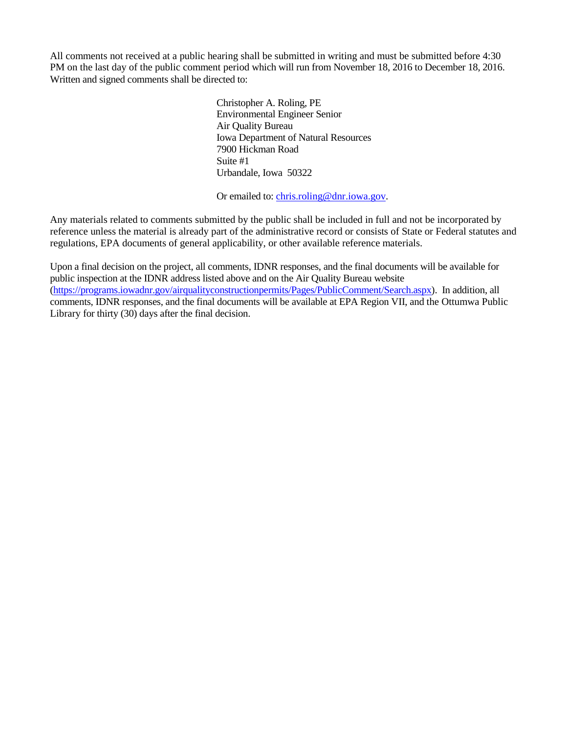All comments not received at a public hearing shall be submitted in writing and must be submitted before 4:30 PM on the last day of the public comment period which will run from November 18, 2016 to December 18, 2016. Written and signed comments shall be directed to:

Christopher A. Roling, PE
Environmental Engineer Senior
Air Quality Bureau
Iowa Department of Natural Resources
7900 Hickman Road
Suite #1
Urbandale, Iowa 50322

Or emailed to: chris.roling@dnr.iowa.gov.

Any materials related to comments submitted by the public shall be included in full and not be incorporated by reference unless the material is already part of the administrative record or consists of State or Federal statutes and regulations, EPA documents of general applicability, or other available reference materials.

Upon a final decision on the project, all comments, IDNR responses, and the final documents will be available for public inspection at the IDNR address listed above and on the Air Quality Bureau website (https://programs.iowadnr.gov/airqualityconstructionpermits/Pages/PublicComment/Search.aspx). In addition, all comments, IDNR responses, and the final documents will be available at EPA Region VII, and the Ottumwa Public Library for thirty (30) days after the final decision.